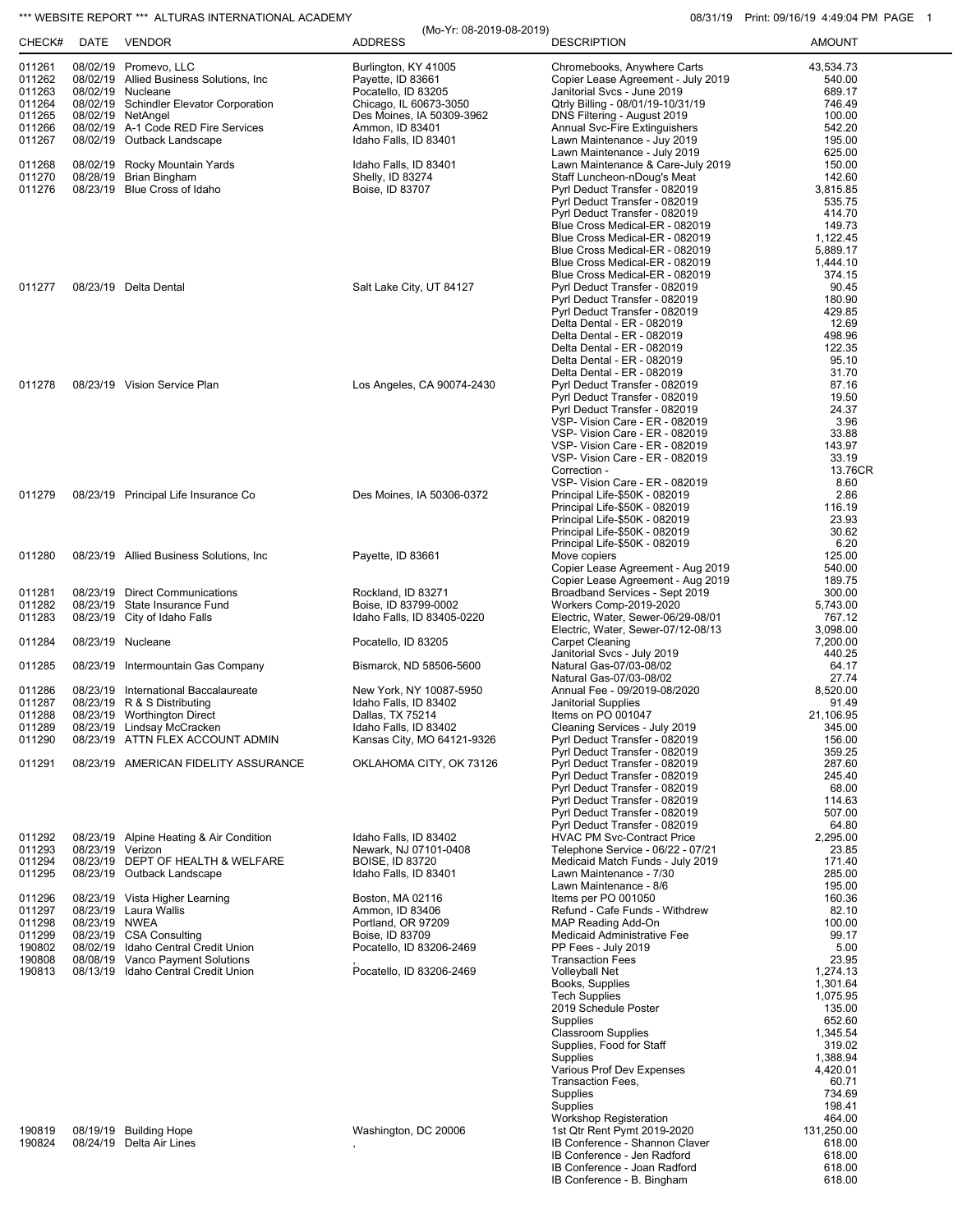*** WEBSITE REPORT *** ALTURAS INTERNATIONAL ACADEMY

(Mo-Yr: 08-2019-08-2019)

08/31/19 Print: 09/16/19 4:49:04 PM

| CHECK# | DATE | VENDOR | ADDRESS | DESCRIPTION | AMOUNT |
|---|---|---|---|---|---|
| 011261 | 08/02/19 | Promevo, LLC | Burlington, KY 41005 | Chromebooks, Anywhere Carts | 43,534.73 |
| 011262 | 08/02/19 | Allied Business Solutions, Inc | Payette, ID 83661 | Copier Lease Agreement - July 2019 | 540.00 |
| 011263 | 08/02/19 | Nucleane | Pocatello, ID 83205 | Janitorial Svcs - June 2019 | 689.17 |
| 011264 | 08/02/19 | Schindler Elevator Corporation | Chicago, IL 60673-3050 | Qtrly Billing - 08/01/19-10/31/19 | 746.49 |
| 011265 | 08/02/19 | NetAngel | Des Moines, IA 50309-3962 | DNS Filtering - August 2019 | 100.00 |
| 011266 | 08/02/19 | A-1 Code RED Fire Services | Ammon, ID 83401 | Annual Svc-Fire Extinguishers | 542.20 |
| 011267 | 08/02/19 | Outback Landscape | Idaho Falls, ID 83401 | Lawn Maintenance - July 2019 | 195.00 |
| | | | | Lawn Maintenance - July 2019 | 625.00 |
| 011268 | 08/02/19 | Rocky Mountain Yards | Idaho Falls, ID 83401 | Lawn Maintenance & Care-July 2019 | 150.00 |
| 011270 | 08/28/19 | Brian Bingham | Shelly, ID 83274 | Staff Luncheon-nDoug's Meat | 142.60 |
| 011276 | 08/23/19 | Blue Cross of Idaho | Boise, ID 83707 | Pyrl Deduct Transfer - 082019 | 3,815.85 |
| | | | | Pyrl Deduct Transfer - 082019 | 535.75 |
| | | | | Pyrl Deduct Transfer - 082019 | 414.70 |
| | | | | Blue Cross Medical-ER - 082019 | 149.73 |
| | | | | Blue Cross Medical-ER - 082019 | 1,122.45 |
| | | | | Blue Cross Medical-ER - 082019 | 5,889.17 |
| | | | | Blue Cross Medical-ER - 082019 | 1,444.10 |
| | | | | Blue Cross Medical-ER - 082019 | 374.15 |
| 011277 | 08/23/19 | Delta Dental | Salt Lake City, UT 84127 | Pyrl Deduct Transfer - 082019 | 90.45 |
| | | | | Pyrl Deduct Transfer - 082019 | 180.90 |
| | | | | Pyrl Deduct Transfer - 082019 | 429.85 |
| | | | | Delta Dental - ER - 082019 | 12.69 |
| | | | | Delta Dental - ER - 082019 | 498.96 |
| | | | | Delta Dental - ER - 082019 | 122.35 |
| | | | | Delta Dental - ER - 082019 | 95.10 |
| | | | | Delta Dental - ER - 082019 | 31.70 |
| 011278 | 08/23/19 | Vision Service Plan | Los Angeles, CA 90074-2430 | Pyrl Deduct Transfer - 082019 | 87.16 |
| | | | | Pyrl Deduct Transfer - 082019 | 19.50 |
| | | | | Pyrl Deduct Transfer - 082019 | 24.37 |
| | | | | VSP- Vision Care - ER - 082019 | 3.96 |
| | | | | VSP- Vision Care - ER - 082019 | 33.88 |
| | | | | VSP- Vision Care - ER - 082019 | 143.97 |
| | | | | VSP- Vision Care - ER - 082019 | 33.19 |
| | | | | Correction - | 13.76CR |
| | | | | VSP- Vision Care - ER - 082019 | 8.60 |
| 011279 | 08/23/19 | Principal Life Insurance Co | Des Moines, IA 50306-0372 | Principal Life-$50K - 082019 | 2.86 |
| | | | | Principal Life-$50K - 082019 | 116.19 |
| | | | | Principal Life-$50K - 082019 | 23.93 |
| | | | | Principal Life-$50K - 082019 | 30.62 |
| | | | | Principal Life-$50K - 082019 | 6.20 |
| 011280 | 08/23/19 | Allied Business Solutions, Inc | Payette, ID 83661 | Move copiers | 125.00 |
| | | | | Copier Lease Agreement - Aug 2019 | 540.00 |
| | | | | Copier Lease Agreement - Aug 2019 | 189.75 |
| 011281 | 08/23/19 | Direct Communications | Rockland, ID 83271 | Broadband Services - Sept 2019 | 300.00 |
| 011282 | 08/23/19 | State Insurance Fund | Boise, ID 83799-0002 | Workers Comp-2019-2020 | 5,743.00 |
| 011283 | 08/23/19 | City of Idaho Falls | Idaho Falls, ID 83405-0220 | Electric, Water, Sewer-06/29-08/01 | 767.12 |
| | | | | Electric, Water, Sewer-07/12-08/13 | 3,098.00 |
| 011284 | 08/23/19 | Nucleane | Pocatello, ID 83205 | Carpet Cleaning | 7,200.00 |
| | | | | Janitorial Svcs - July 2019 | 440.25 |
| 011285 | 08/23/19 | Intermountain Gas Company | Bismarck, ND 58506-5600 | Natural Gas-07/03-08/02 | 64.17 |
| | | | | Natural Gas-07/03-08/02 | 27.74 |
| 011286 | 08/23/19 | International Baccalaureate | New York, NY 10087-5950 | Annual Fee - 09/2019-08/2020 | 8,520.00 |
| 011287 | 08/23/19 | R & S Distributing | Idaho Falls, ID 83402 | Janitorial Supplies | 91.49 |
| 011288 | 08/23/19 | Worthington Direct | Dallas, TX 75214 | Items on PO 001047 | 21,106.95 |
| 011289 | 08/23/19 | Lindsay McCracken | Idaho Falls, ID 83402 | Cleaning Services - July 2019 | 345.00 |
| 011290 | 08/23/19 | ATTN FLEX ACCOUNT ADMIN | Kansas City, MO 64121-9326 | Pyrl Deduct Transfer - 082019 | 156.00 |
| | | | | Pyrl Deduct Transfer - 082019 | 359.25 |
| 011291 | 08/23/19 | AMERICAN FIDELITY ASSURANCE | OKLAHOMA CITY, OK 73126 | Pyrl Deduct Transfer - 082019 | 287.60 |
| | | | | Pyrl Deduct Transfer - 082019 | 245.40 |
| | | | | Pyrl Deduct Transfer - 082019 | 68.00 |
| | | | | Pyrl Deduct Transfer - 082019 | 114.63 |
| | | | | Pyrl Deduct Transfer - 082019 | 507.00 |
| | | | | Pyrl Deduct Transfer - 082019 | 64.80 |
| 011292 | 08/23/19 | Alpine Heating & Air Condition | Idaho Falls, ID 83402 | HVAC PM Svc-Contract Price | 2,295.00 |
| 011293 | 08/23/19 | Verizon | Newark, NJ 07101-0408 | Telephone Service - 06/22 - 07/21 | 23.85 |
| 011294 | 08/23/19 | DEPT OF HEALTH & WELFARE | BOISE, ID 83720 | Medicaid Match Funds - July 2019 | 171.40 |
| 011295 | 08/23/19 | Outback Landscape | Idaho Falls, ID 83401 | Lawn Maintenance - 7/30 | 285.00 |
| | | | | Lawn Maintenance - 8/6 | 195.00 |
| 011296 | 08/23/19 | Vista Higher Learning | Boston, MA 02116 | Items per PO 001050 | 160.36 |
| 011297 | 08/23/19 | Laura Wallis | Ammon, ID 83406 | Refund - Cafe Funds - Withdrew | 82.10 |
| 011298 | 08/23/19 | NWEA | Portland, OR 97209 | MAP Reading Add-On | 100.00 |
| 011299 | 08/23/19 | CSA Consulting | Boise, ID 83709 | Medicaid Administrative Fee | 99.17 |
| 190802 | 08/02/19 | Idaho Central Credit Union | Pocatello, ID 83206-2469 | PP Fees - July 2019 | 5.00 |
| 190808 | 08/08/19 | Vanco Payment Solutions | , | Transaction Fees | 23.95 |
| 190813 | 08/13/19 | Idaho Central Credit Union | Pocatello, ID 83206-2469 | Volleyball Net | 1,274.13 |
| | | | | Books, Supplies | 1,301.64 |
| | | | | Tech Supplies | 1,075.95 |
| | | | | 2019 Schedule Poster | 135.00 |
| | | | | Supplies | 652.60 |
| | | | | Classroom Supplies | 1,345.54 |
| | | | | Supplies, Food for Staff | 319.02 |
| | | | | Supplies | 1,388.94 |
| | | | | Various Prof Dev Expenses | 4,420.01 |
| | | | | Transaction Fees, | 60.71 |
| | | | | Supplies | 734.69 |
| | | | | Supplies | 198.41 |
| | | | | Workshop Registeration | 464.00 |
| 190819 | 08/19/19 | Building Hope | Washington, DC 20006 | 1st Qtr Rent Pymt 2019-2020 | 131,250.00 |
| 190824 | 08/24/19 | Delta Air Lines | , | IB Conference - Shannon Claver | 618.00 |
| | | | | IB Conference - Jen Radford | 618.00 |
| | | | | IB Conference - Joan Radford | 618.00 |
| | | | | IB Conference - B. Bingham | 618.00 |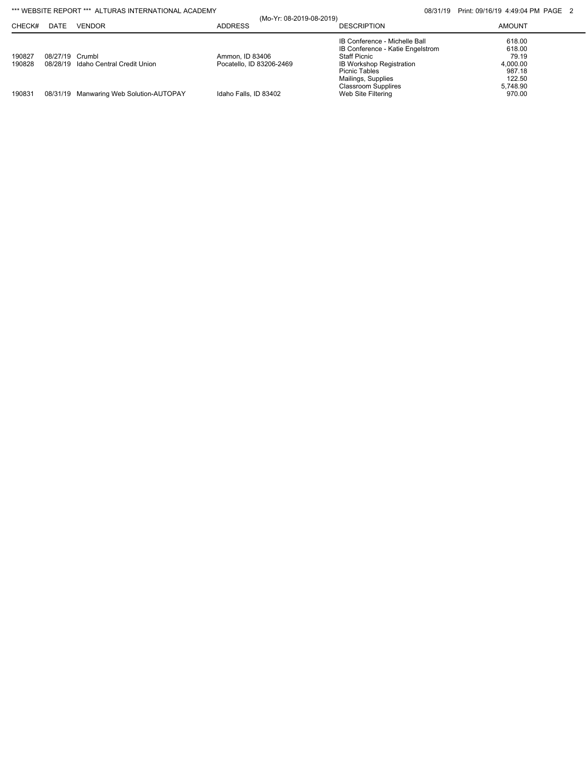*** WEBSITE REPORT *** ALTURAS INTERNATIONAL ACADEMY

(Mo-Yr: 08-2019-08-2019)

08/31/19

| CHECK# | DATE | VENDOR | ADDRESS | DESCRIPTION | AMOUNT |
|---|---|---|---|---|---|
| | | | | IB Conference - Michelle Ball | 618.00 |
| | | | | IB Conference - Katie Engelstrom | 618.00 |
| 190827 | 08/27/19 | Crumbl | Ammon, ID 83406 | Staff Picnic | 79.19 |
| 190828 | 08/28/19 | Idaho Central Credit Union | Pocatello, ID 83206-2469 | IB Workshop Registration | 4,000.00 |
| | | | | Picnic Tables | 987.18 |
| | | | | Mailings, Supplies | 122.50 |
| | | | | Classroom Supplires | 5,748.90 |
| 190831 | 08/31/19 | Manwaring Web Solution-AUTOPAY | Idaho Falls, ID 83402 | Web Site Filtering | 970.00 |